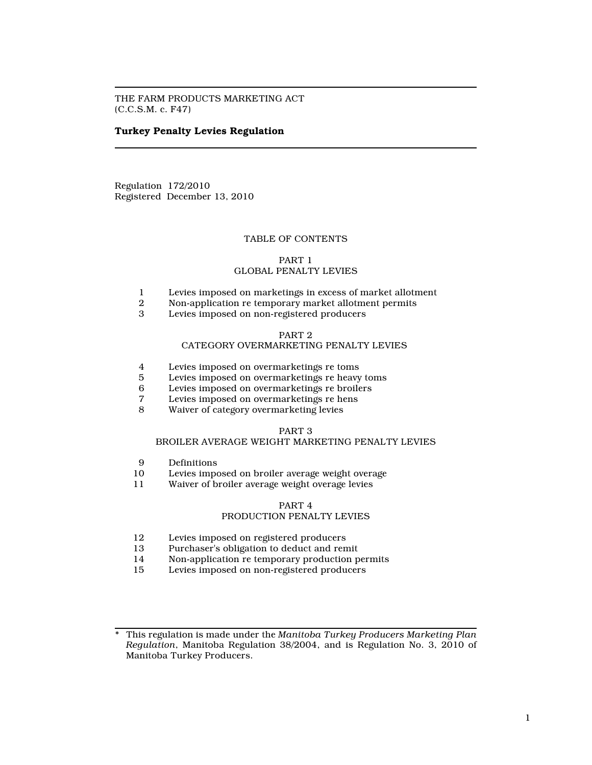THE FARM PRODUCTS MARKETING ACT
(C.C.S.M. c. F47)

# Turkey Penalty Levies Regulation

Regulation 172/2010
Registered December 13, 2010

## TABLE OF CONTENTS

### PART 1
### GLOBAL PENALTY LEVIES

1 Levies imposed on marketings in excess of market allotment
2 Non-application re temporary market allotment permits
3 Levies imposed on non-registered producers

### PART 2
### CATEGORY OVERMARKETING PENALTY LEVIES

4 Levies imposed on overmarketings re toms
5 Levies imposed on overmarketings re heavy toms
6 Levies imposed on overmarketings re broilers
7 Levies imposed on overmarketings re hens
8 Waiver of category overmarketing levies

### PART 3
### BROILER AVERAGE WEIGHT MARKETING PENALTY LEVIES

9 Definitions
10 Levies imposed on broiler average weight overage
11 Waiver of broiler average weight overage levies

### PART 4
### PRODUCTION PENALTY LEVIES

12 Levies imposed on registered producers
13 Purchaser's obligation to deduct and remit
14 Non-application re temporary production permits
15 Levies imposed on non-registered producers

---

\* This regulation is made under the *Manitoba Turkey Producers Marketing Plan Regulation*, Manitoba Regulation 38/2004, and is Regulation No. 3, 2010 of Manitoba Turkey Producers.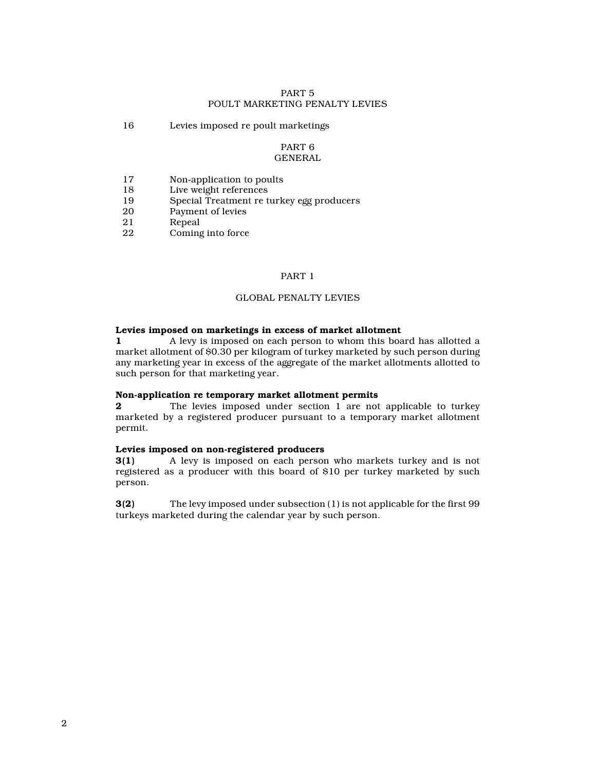PART 5
POULT MARKETING PENALTY LEVIES

| | |
|---|---|
| 16 | Levies imposed re poult marketings |

PART 6
GENERAL

| | |
|---|---|
| 17 | Non-application to poults |
| 18 | Live weight references |
| 19 | Special Treatment re turkey egg producers |
| 20 | Payment of levies |
| 21 | Repeal |
| 22 | Coming into force |

## PART 1

## GLOBAL PENALTY LEVIES

**Levies imposed on marketings in excess of market allotment**

**1** A levy is imposed on each person to whom this board has allotted a market allotment of $0.30 per kilogram of turkey marketed by such person during any marketing year in excess of the aggregate of the market allotments allotted to such person for that marketing year.

**Non-application re temporary market allotment permits**

**2** The levies imposed under section 1 are not applicable to turkey marketed by a registered producer pursuant to a temporary market allotment permit.

**Levies imposed on non-registered producers**

**3(1)** A levy is imposed on each person who markets turkey and is not registered as a producer with this board of $10 per turkey marketed by such person.

**3(2)** The levy imposed under subsection (1) is not applicable for the first 99 turkeys marketed during the calendar year by such person.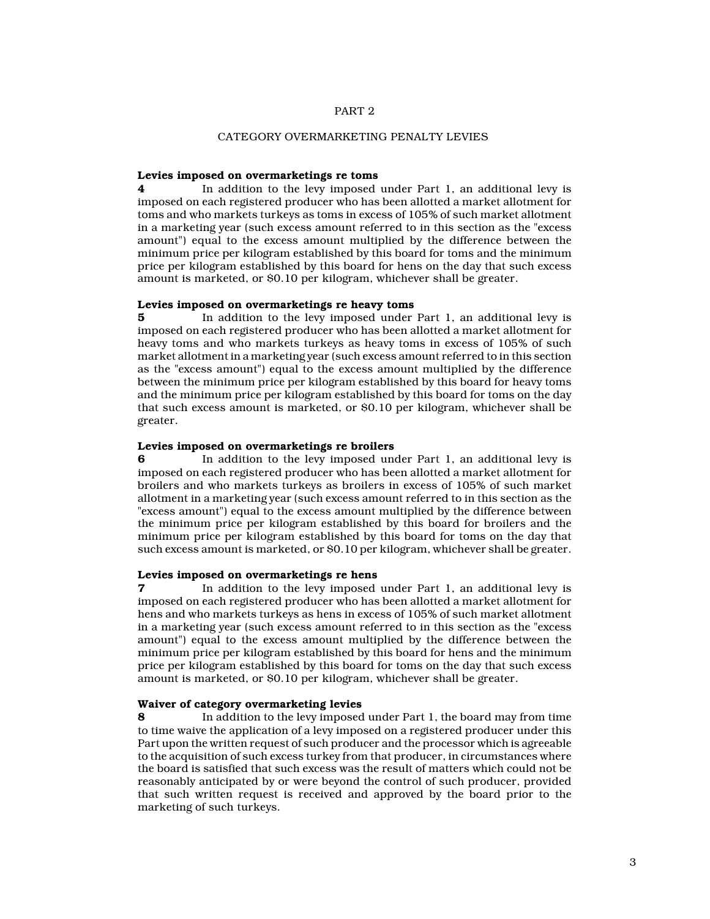## PART 2

## CATEGORY OVERMARKETING PENALTY LEVIES

**Levies imposed on overmarketings re toms**

**4** In addition to the levy imposed under Part 1, an additional levy is imposed on each registered producer who has been allotted a market allotment for toms and who markets turkeys as toms in excess of 105% of such market allotment in a marketing year (such excess amount referred to in this section as the "excess amount") equal to the excess amount multiplied by the difference between the minimum price per kilogram established by this board for toms and the minimum price per kilogram established by this board for hens on the day that such excess amount is marketed, or $0.10 per kilogram, whichever shall be greater.

**Levies imposed on overmarketings re heavy toms**

**5** In addition to the levy imposed under Part 1, an additional levy is imposed on each registered producer who has been allotted a market allotment for heavy toms and who markets turkeys as heavy toms in excess of 105% of such market allotment in a marketing year (such excess amount referred to in this section as the "excess amount") equal to the excess amount multiplied by the difference between the minimum price per kilogram established by this board for heavy toms and the minimum price per kilogram established by this board for toms on the day that such excess amount is marketed, or $0.10 per kilogram, whichever shall be greater.

**Levies imposed on overmarketings re broilers**

**6** In addition to the levy imposed under Part 1, an additional levy is imposed on each registered producer who has been allotted a market allotment for broilers and who markets turkeys as broilers in excess of 105% of such market allotment in a marketing year (such excess amount referred to in this section as the "excess amount") equal to the excess amount multiplied by the difference between the minimum price per kilogram established by this board for broilers and the minimum price per kilogram established by this board for toms on the day that such excess amount is marketed, or $0.10 per kilogram, whichever shall be greater.

**Levies imposed on overmarketings re hens**

**7** In addition to the levy imposed under Part 1, an additional levy is imposed on each registered producer who has been allotted a market allotment for hens and who markets turkeys as hens in excess of 105% of such market allotment in a marketing year (such excess amount referred to in this section as the "excess amount") equal to the excess amount multiplied by the difference between the minimum price per kilogram established by this board for hens and the minimum price per kilogram established by this board for toms on the day that such excess amount is marketed, or $0.10 per kilogram, whichever shall be greater.

**Waiver of category overmarketing levies**

**8** In addition to the levy imposed under Part 1, the board may from time to time waive the application of a levy imposed on a registered producer under this Part upon the written request of such producer and the processor which is agreeable to the acquisition of such excess turkey from that producer, in circumstances where the board is satisfied that such excess was the result of matters which could not be reasonably anticipated by or were beyond the control of such producer, provided that such written request is received and approved by the board prior to the marketing of such turkeys.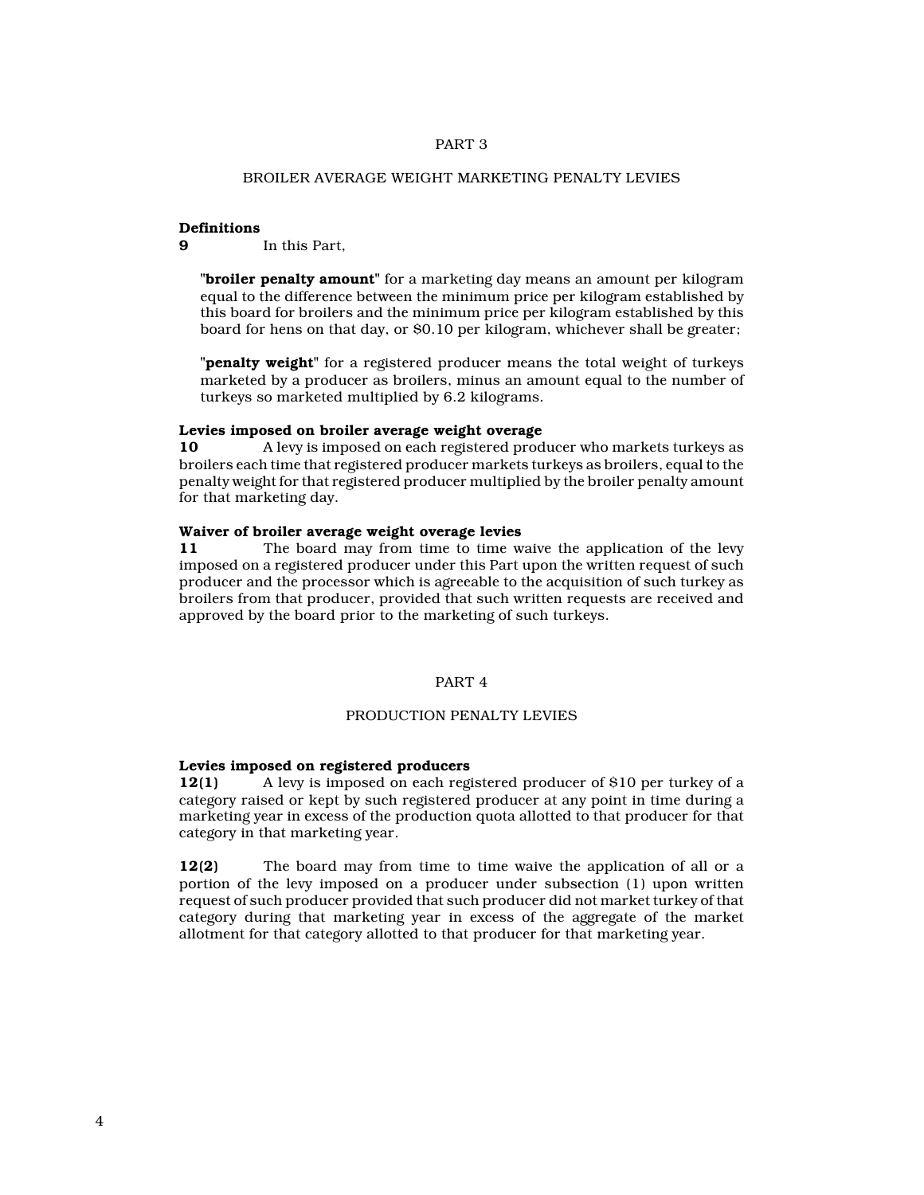## PART 3

## BROILER AVERAGE WEIGHT MARKETING PENALTY LEVIES

**Definitions**
**9** In this Part,

"**broiler penalty amount**" for a marketing day means an amount per kilogram equal to the difference between the minimum price per kilogram established by this board for broilers and the minimum price per kilogram established by this board for hens on that day, or $0.10 per kilogram, whichever shall be greater;

"**penalty weight**" for a registered producer means the total weight of turkeys marketed by a producer as broilers, minus an amount equal to the number of turkeys so marketed multiplied by 6.2 kilograms.

**Levies imposed on broiler average weight overage**
**10** A levy is imposed on each registered producer who markets turkeys as broilers each time that registered producer markets turkeys as broilers, equal to the penalty weight for that registered producer multiplied by the broiler penalty amount for that marketing day.

**Waiver of broiler average weight overage levies**
**11** The board may from time to time waive the application of the levy imposed on a registered producer under this Part upon the written request of such producer and the processor which is agreeable to the acquisition of such turkey as broilers from that producer, provided that such written requests are received and approved by the board prior to the marketing of such turkeys.

## PART 4

## PRODUCTION PENALTY LEVIES

**Levies imposed on registered producers**
**12(1)** A levy is imposed on each registered producer of $10 per turkey of a category raised or kept by such registered producer at any point in time during a marketing year in excess of the production quota allotted to that producer for that category in that marketing year.

**12(2)** The board may from time to time waive the application of all or a portion of the levy imposed on a producer under subsection (1) upon written request of such producer provided that such producer did not market turkey of that category during that marketing year in excess of the aggregate of the market allotment for that category allotted to that producer for that marketing year.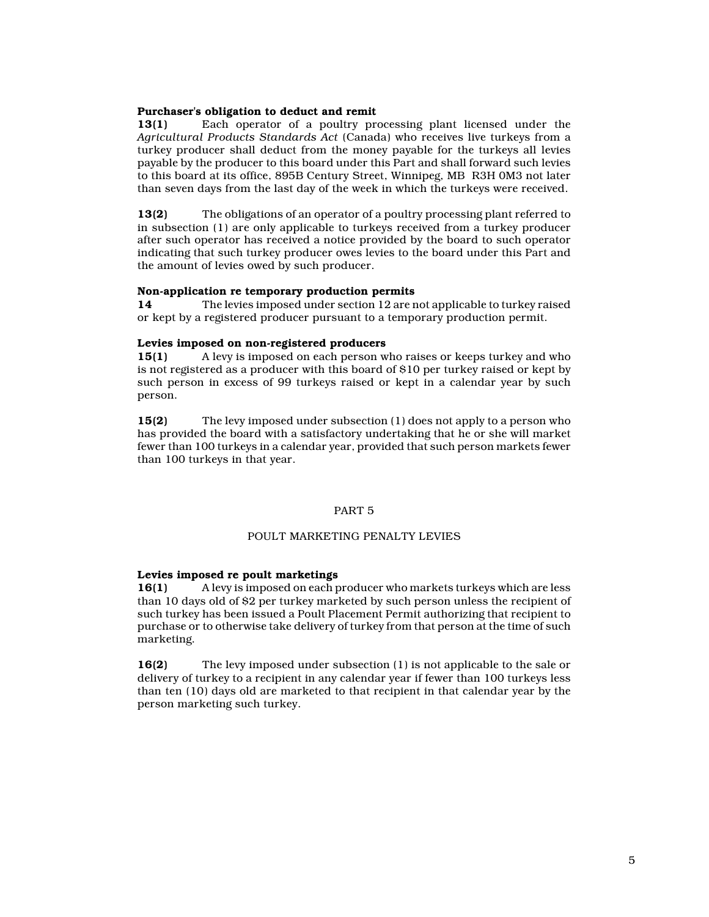**Purchaser's obligation to deduct and remit**

**13(1)** Each operator of a poultry processing plant licensed under the *Agricultural Products Standards Act* (Canada) who receives live turkeys from a turkey producer shall deduct from the money payable for the turkeys all levies payable by the producer to this board under this Part and shall forward such levies to this board at its office, 895B Century Street, Winnipeg, MB R3H 0M3 not later than seven days from the last day of the week in which the turkeys were received.

**13(2)** The obligations of an operator of a poultry processing plant referred to in subsection (1) are only applicable to turkeys received from a turkey producer after such operator has received a notice provided by the board to such operator indicating that such turkey producer owes levies to the board under this Part and the amount of levies owed by such producer.

**Non-application re temporary production permits**

**14** The levies imposed under section 12 are not applicable to turkey raised or kept by a registered producer pursuant to a temporary production permit.

**Levies imposed on non-registered producers**

**15(1)** A levy is imposed on each person who raises or keeps turkey and who is not registered as a producer with this board of $10 per turkey raised or kept by such person in excess of 99 turkeys raised or kept in a calendar year by such person.

**15(2)** The levy imposed under subsection (1) does not apply to a person who has provided the board with a satisfactory undertaking that he or she will market fewer than 100 turkeys in a calendar year, provided that such person markets fewer than 100 turkeys in that year.

## PART 5

## POULT MARKETING PENALTY LEVIES

**Levies imposed re poult marketings**

**16(1)** A levy is imposed on each producer who markets turkeys which are less than 10 days old of $2 per turkey marketed by such person unless the recipient of such turkey has been issued a Poult Placement Permit authorizing that recipient to purchase or to otherwise take delivery of turkey from that person at the time of such marketing.

**16(2)** The levy imposed under subsection (1) is not applicable to the sale or delivery of turkey to a recipient in any calendar year if fewer than 100 turkeys less than ten (10) days old are marketed to that recipient in that calendar year by the person marketing such turkey.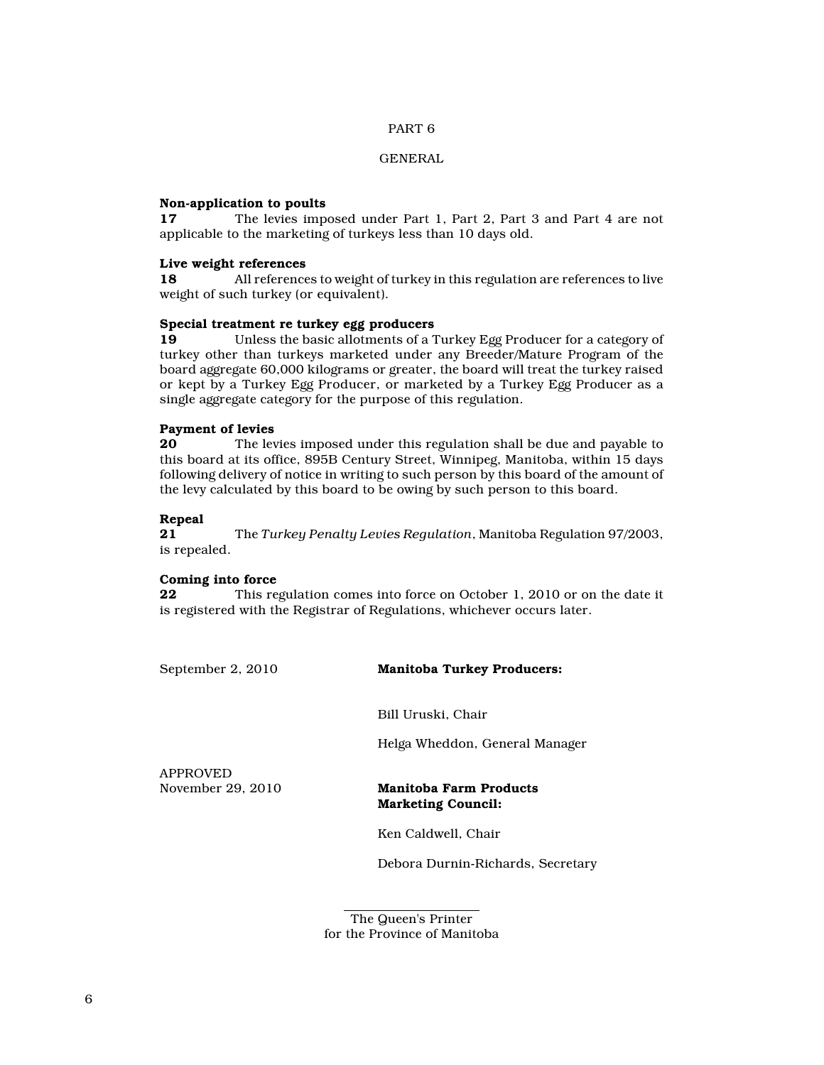## PART 6

## GENERAL

**Non-application to poults**

**17** The levies imposed under Part 1, Part 2, Part 3 and Part 4 are not applicable to the marketing of turkeys less than 10 days old.

**Live weight references**

**18** All references to weight of turkey in this regulation are references to live weight of such turkey (or equivalent).

**Special treatment re turkey egg producers**

**19** Unless the basic allotments of a Turkey Egg Producer for a category of turkey other than turkeys marketed under any Breeder/Mature Program of the board aggregate 60,000 kilograms or greater, the board will treat the turkey raised or kept by a Turkey Egg Producer, or marketed by a Turkey Egg Producer as a single aggregate category for the purpose of this regulation.

**Payment of levies**

**20** The levies imposed under this regulation shall be due and payable to this board at its office, 895B Century Street, Winnipeg, Manitoba, within 15 days following delivery of notice in writing to such person by this board of the amount of the levy calculated by this board to be owing by such person to this board.

**Repeal**

**21** The *Turkey Penalty Levies Regulation*, Manitoba Regulation 97/2003, is repealed.

**Coming into force**

**22** This regulation comes into force on October 1, 2010 or on the date it is registered with the Registrar of Regulations, whichever occurs later.

September 2, 2010

**Manitoba Turkey Producers:**

Bill Uruski, Chair

Helga Wheddon, General Manager

APPROVED
November 29, 2010

**Manitoba Farm Products Marketing Council:**

Ken Caldwell, Chair

Debora Durnin-Richards, Secretary

The Queen's Printer
for the Province of Manitoba